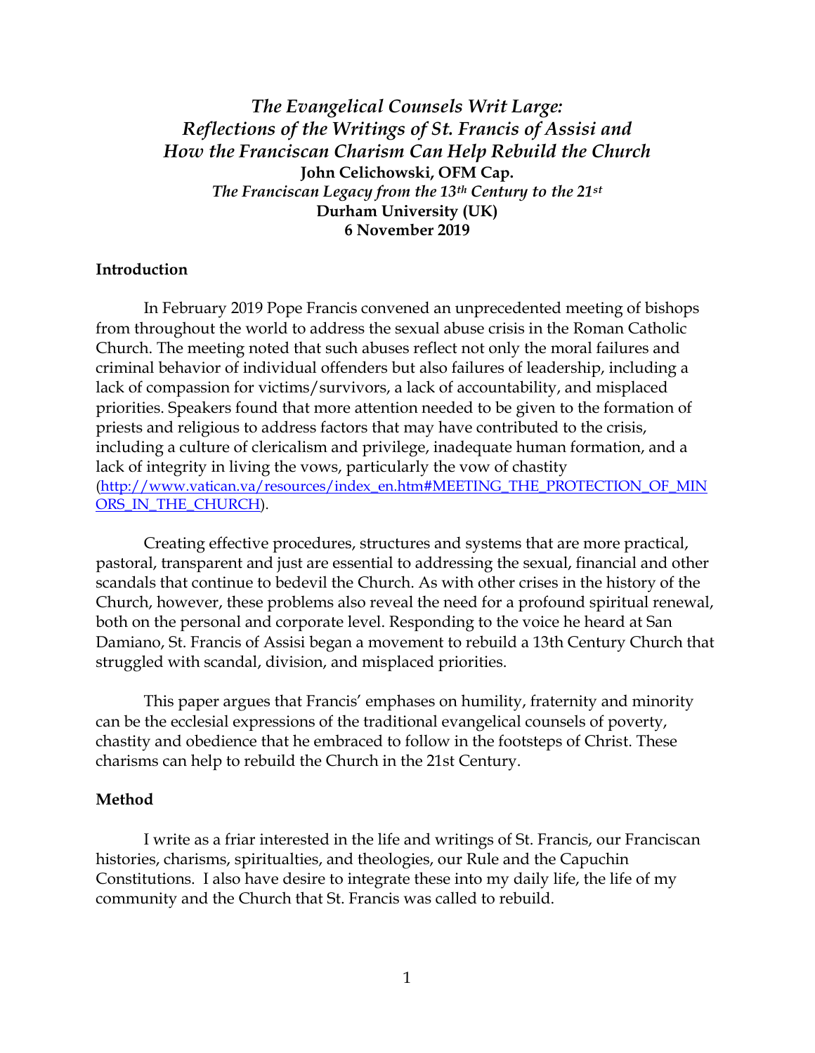# *The Evangelical Counsels Writ Large: Reflections of the Writings of St. Francis of Assisi and How the Franciscan Charism Can Help Rebuild the Church*

**John Celichowski, OFM Cap.**

*The Franciscan Legacy from the 13th Century to the 21st*

**Durham University (UK)**

**6 November 2019**

## Introduction

In February 2019 Pope Francis convened an unprecedented meeting of bishops from throughout the world to address the sexual abuse crisis in the Roman Catholic Church. The meeting noted that such abuses reflect not only the moral failures and criminal behavior of individual offenders but also failures of leadership, including a lack of compassion for victims/survivors, a lack of accountability, and misplaced priorities. Speakers found that more attention needed to be given to the formation of priests and religious to address factors that may have contributed to the crisis, including a culture of clericalism and privilege, inadequate human formation, and a lack of integrity in living the vows, particularly the vow of chastity (http://www.vatican.va/resources/index_en.htm#MEETING_THE_PROTECTION_OF_MINORS_IN_THE_CHURCH).

Creating effective procedures, structures and systems that are more practical, pastoral, transparent and just are essential to addressing the sexual, financial and other scandals that continue to bedevil the Church. As with other crises in the history of the Church, however, these problems also reveal the need for a profound spiritual renewal, both on the personal and corporate level. Responding to the voice he heard at San Damiano, St. Francis of Assisi began a movement to rebuild a 13th Century Church that struggled with scandal, division, and misplaced priorities.

This paper argues that Francis' emphases on humility, fraternity and minority can be the ecclesial expressions of the traditional evangelical counsels of poverty, chastity and obedience that he embraced to follow in the footsteps of Christ. These charisms can help to rebuild the Church in the 21st Century.

## Method

I write as a friar interested in the life and writings of St. Francis, our Franciscan histories, charisms, spiritualties, and theologies, our Rule and the Capuchin Constitutions. I also have desire to integrate these into my daily life, the life of my community and the Church that St. Francis was called to rebuild.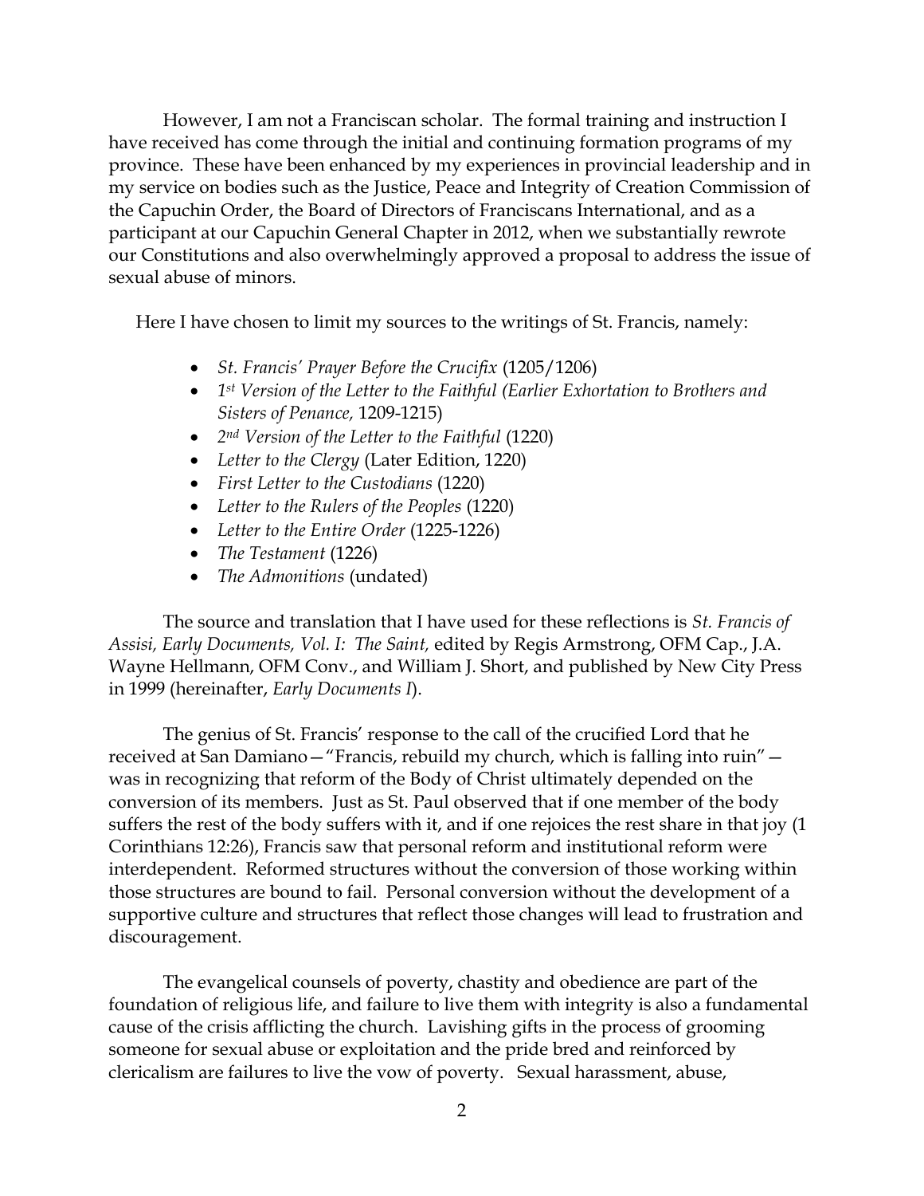However, I am not a Franciscan scholar. The formal training and instruction I have received has come through the initial and continuing formation programs of my province. These have been enhanced by my experiences in provincial leadership and in my service on bodies such as the Justice, Peace and Integrity of Creation Commission of the Capuchin Order, the Board of Directors of Franciscans International, and as a participant at our Capuchin General Chapter in 2012, when we substantially rewrote our Constitutions and also overwhelmingly approved a proposal to address the issue of sexual abuse of minors.

Here I have chosen to limit my sources to the writings of St. Francis, namely:

- *St. Francis' Prayer Before the Crucifix* (1205/1206)
- *1st Version of the Letter to the Faithful (Earlier Exhortation to Brothers and Sisters of Penance,* 1209-1215)
- *2nd Version of the Letter to the Faithful* (1220)
- *Letter to the Clergy* (Later Edition, 1220)
- *First Letter to the Custodians* (1220)
- *Letter to the Rulers of the Peoples* (1220)
- *Letter to the Entire Order* (1225-1226)
- *The Testament* (1226)
- *The Admonitions* (undated)

The source and translation that I have used for these reflections is *St. Francis of Assisi, Early Documents, Vol. I: The Saint,* edited by Regis Armstrong, OFM Cap., J.A. Wayne Hellmann, OFM Conv., and William J. Short, and published by New City Press in 1999 (hereinafter, *Early Documents I*).

The genius of St. Francis' response to the call of the crucified Lord that he received at San Damiano—"Francis, rebuild my church, which is falling into ruin"—was in recognizing that reform of the Body of Christ ultimately depended on the conversion of its members. Just as St. Paul observed that if one member of the body suffers the rest of the body suffers with it, and if one rejoices the rest share in that joy (1 Corinthians 12:26), Francis saw that personal reform and institutional reform were interdependent. Reformed structures without the conversion of those working within those structures are bound to fail. Personal conversion without the development of a supportive culture and structures that reflect those changes will lead to frustration and discouragement.

The evangelical counsels of poverty, chastity and obedience are part of the foundation of religious life, and failure to live them with integrity is also a fundamental cause of the crisis afflicting the church. Lavishing gifts in the process of grooming someone for sexual abuse or exploitation and the pride bred and reinforced by clericalism are failures to live the vow of poverty. Sexual harassment, abuse,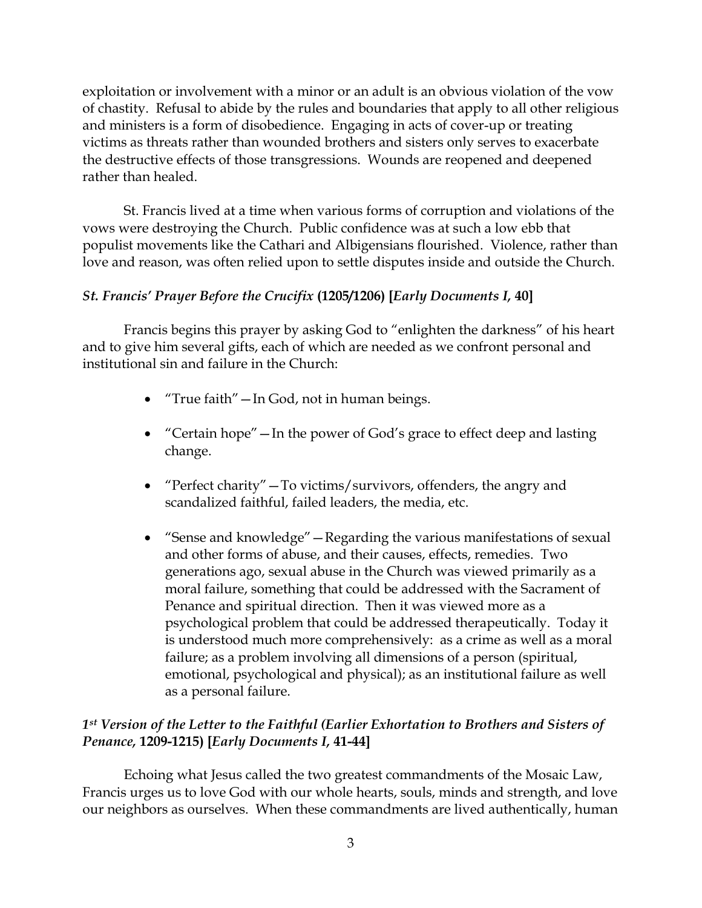exploitation or involvement with a minor or an adult is an obvious violation of the vow of chastity. Refusal to abide by the rules and boundaries that apply to all other religious and ministers is a form of disobedience. Engaging in acts of cover-up or treating victims as threats rather than wounded brothers and sisters only serves to exacerbate the destructive effects of those transgressions. Wounds are reopened and deepened rather than healed.

St. Francis lived at a time when various forms of corruption and violations of the vows were destroying the Church. Public confidence was at such a low ebb that populist movements like the Cathari and Albigensians flourished. Violence, rather than love and reason, was often relied upon to settle disputes inside and outside the Church.

### *St. Francis' Prayer Before the Crucifix* **(1205/1206) [*Early Documents I,* 40]**

Francis begins this prayer by asking God to "enlighten the darkness" of his heart and to give him several gifts, each of which are needed as we confront personal and institutional sin and failure in the Church:

- "True faith"—In God, not in human beings.
- "Certain hope"—In the power of God's grace to effect deep and lasting change.
- "Perfect charity"—To victims/survivors, offenders, the angry and scandalized faithful, failed leaders, the media, etc.
- "Sense and knowledge"—Regarding the various manifestations of sexual and other forms of abuse, and their causes, effects, remedies. Two generations ago, sexual abuse in the Church was viewed primarily as a moral failure, something that could be addressed with the Sacrament of Penance and spiritual direction. Then it was viewed more as a psychological problem that could be addressed therapeutically. Today it is understood much more comprehensively: as a crime as well as a moral failure; as a problem involving all dimensions of a person (spiritual, emotional, psychological and physical); as an institutional failure as well as a personal failure.

### *1st Version of the Letter to the Faithful (Earlier Exhortation to Brothers and Sisters of Penance,* **1209-1215) [*Early Documents I,* 41-44]**

Echoing what Jesus called the two greatest commandments of the Mosaic Law, Francis urges us to love God with our whole hearts, souls, minds and strength, and love our neighbors as ourselves. When these commandments are lived authentically, human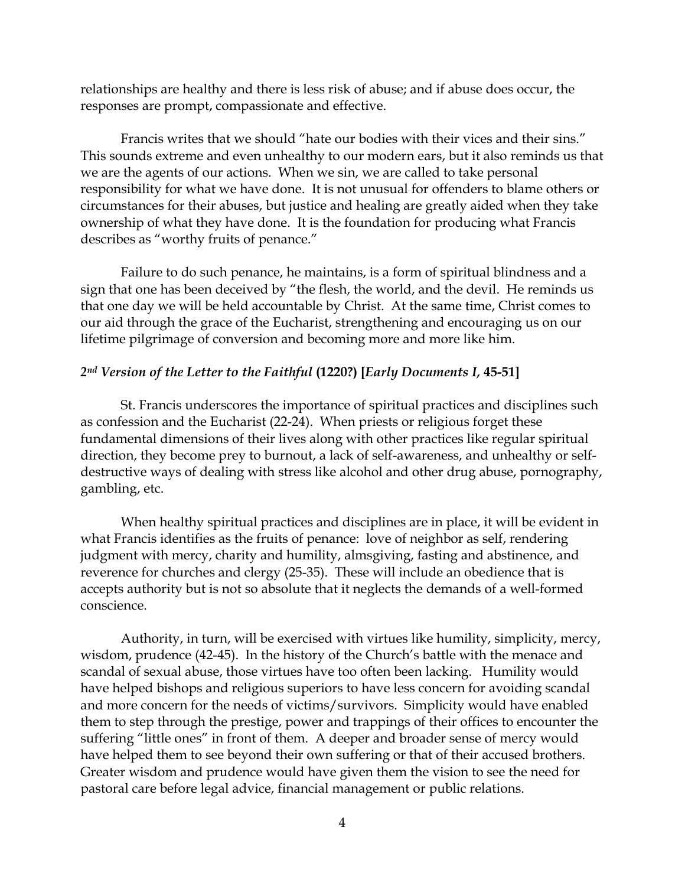relationships are healthy and there is less risk of abuse; and if abuse does occur, the responses are prompt, compassionate and effective.

Francis writes that we should "hate our bodies with their vices and their sins." This sounds extreme and even unhealthy to our modern ears, but it also reminds us that we are the agents of our actions. When we sin, we are called to take personal responsibility for what we have done. It is not unusual for offenders to blame others or circumstances for their abuses, but justice and healing are greatly aided when they take ownership of what they have done. It is the foundation for producing what Francis describes as "worthy fruits of penance."

Failure to do such penance, he maintains, is a form of spiritual blindness and a sign that one has been deceived by "the flesh, the world, and the devil. He reminds us that one day we will be held accountable by Christ. At the same time, Christ comes to our aid through the grace of the Eucharist, strengthening and encouraging us on our lifetime pilgrimage of conversion and becoming more and more like him.

### *2nd Version of the Letter to the Faithful* (1220?) [*Early Documents I*, 45-51]

St. Francis underscores the importance of spiritual practices and disciplines such as confession and the Eucharist (22-24). When priests or religious forget these fundamental dimensions of their lives along with other practices like regular spiritual direction, they become prey to burnout, a lack of self-awareness, and unhealthy or self-destructive ways of dealing with stress like alcohol and other drug abuse, pornography, gambling, etc.

When healthy spiritual practices and disciplines are in place, it will be evident in what Francis identifies as the fruits of penance: love of neighbor as self, rendering judgment with mercy, charity and humility, almsgiving, fasting and abstinence, and reverence for churches and clergy (25-35). These will include an obedience that is accepts authority but is not so absolute that it neglects the demands of a well-formed conscience.

Authority, in turn, will be exercised with virtues like humility, simplicity, mercy, wisdom, prudence (42-45). In the history of the Church's battle with the menace and scandal of sexual abuse, those virtues have too often been lacking. Humility would have helped bishops and religious superiors to have less concern for avoiding scandal and more concern for the needs of victims/survivors. Simplicity would have enabled them to step through the prestige, power and trappings of their offices to encounter the suffering "little ones" in front of them. A deeper and broader sense of mercy would have helped them to see beyond their own suffering or that of their accused brothers. Greater wisdom and prudence would have given them the vision to see the need for pastoral care before legal advice, financial management or public relations.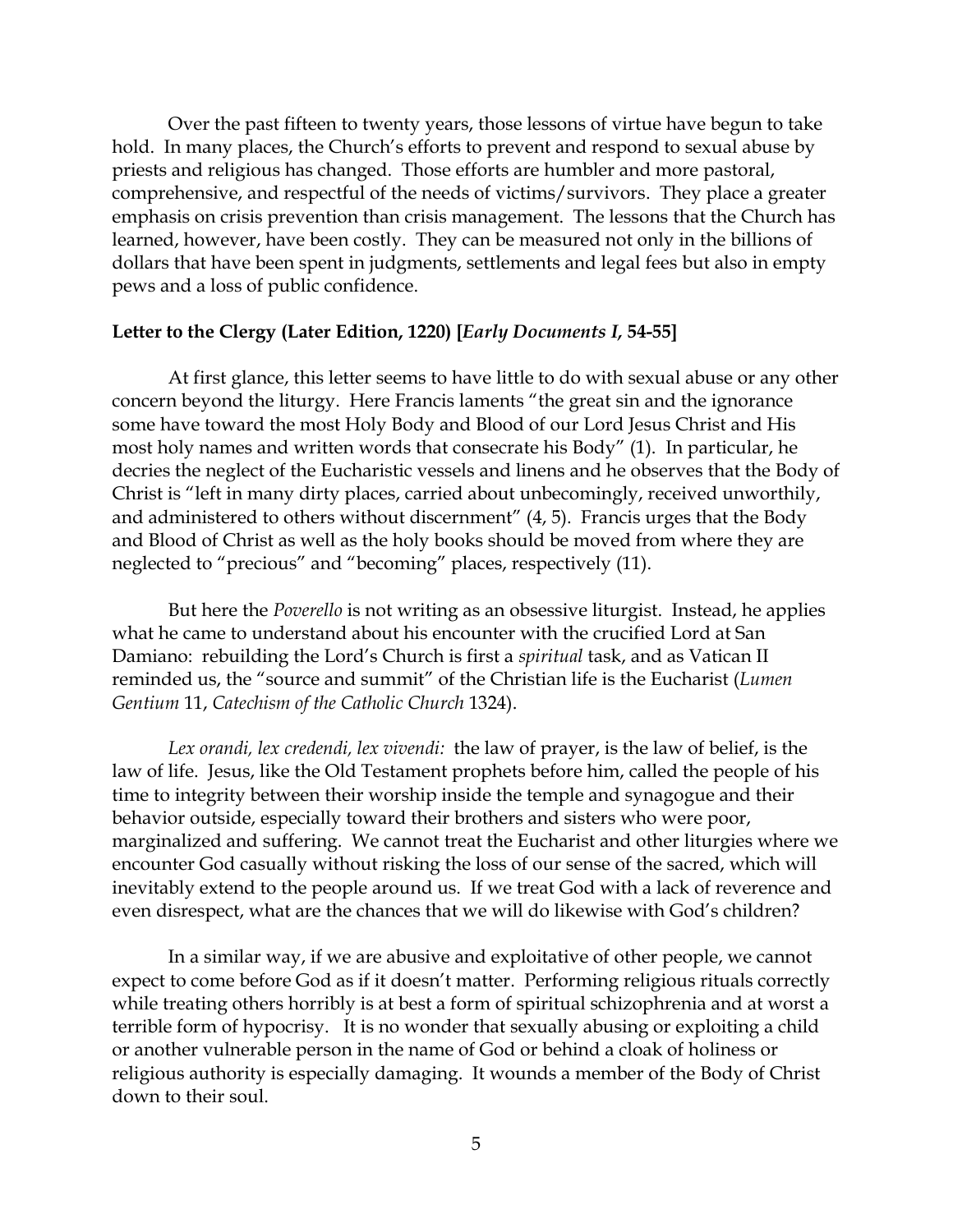Over the past fifteen to twenty years, those lessons of virtue have begun to take hold. In many places, the Church's efforts to prevent and respond to sexual abuse by priests and religious has changed. Those efforts are humbler and more pastoral, comprehensive, and respectful of the needs of victims/survivors. They place a greater emphasis on crisis prevention than crisis management. The lessons that the Church has learned, however, have been costly. They can be measured not only in the billions of dollars that have been spent in judgments, settlements and legal fees but also in empty pews and a loss of public confidence.

**Letter to the Clergy (Later Edition, 1220) [*Early Documents I*, 54-55]**

At first glance, this letter seems to have little to do with sexual abuse or any other concern beyond the liturgy. Here Francis laments "the great sin and the ignorance some have toward the most Holy Body and Blood of our Lord Jesus Christ and His most holy names and written words that consecrate his Body" (1). In particular, he decries the neglect of the Eucharistic vessels and linens and he observes that the Body of Christ is "left in many dirty places, carried about unbecomingly, received unworthily, and administered to others without discernment" (4, 5). Francis urges that the Body and Blood of Christ as well as the holy books should be moved from where they are neglected to "precious" and "becoming" places, respectively (11).

But here the *Poverello* is not writing as an obsessive liturgist. Instead, he applies what he came to understand about his encounter with the crucified Lord at San Damiano: rebuilding the Lord's Church is first a *spiritual* task, and as Vatican II reminded us, the "source and summit" of the Christian life is the Eucharist (*Lumen Gentium* 11, *Catechism of the Catholic Church* 1324).

*Lex orandi, lex credendi, lex vivendi:* the law of prayer, is the law of belief, is the law of life. Jesus, like the Old Testament prophets before him, called the people of his time to integrity between their worship inside the temple and synagogue and their behavior outside, especially toward their brothers and sisters who were poor, marginalized and suffering. We cannot treat the Eucharist and other liturgies where we encounter God casually without risking the loss of our sense of the sacred, which will inevitably extend to the people around us. If we treat God with a lack of reverence and even disrespect, what are the chances that we will do likewise with God's children?

In a similar way, if we are abusive and exploitative of other people, we cannot expect to come before God as if it doesn't matter. Performing religious rituals correctly while treating others horribly is at best a form of spiritual schizophrenia and at worst a terrible form of hypocrisy. It is no wonder that sexually abusing or exploiting a child or another vulnerable person in the name of God or behind a cloak of holiness or religious authority is especially damaging. It wounds a member of the Body of Christ down to their soul.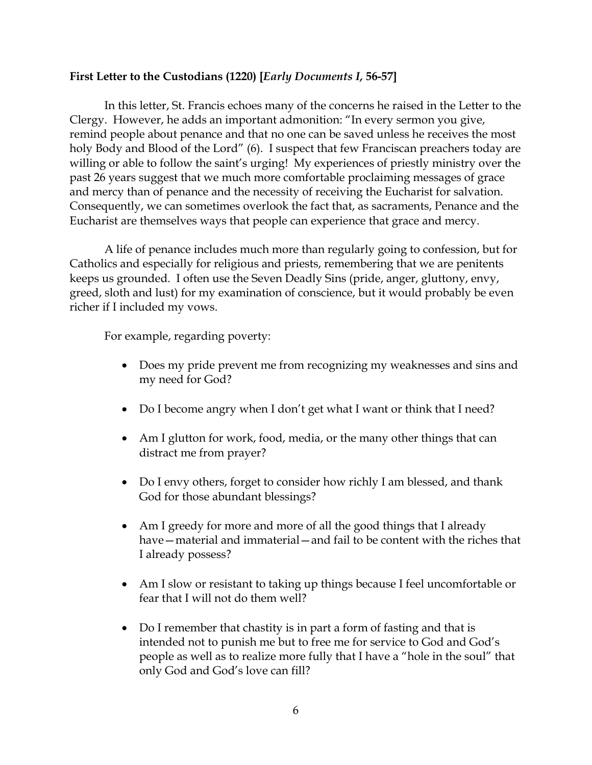**First Letter to the Custodians (1220) [*Early Documents I*, 56-57]**

In this letter, St. Francis echoes many of the concerns he raised in the Letter to the Clergy. However, he adds an important admonition: "In every sermon you give, remind people about penance and that no one can be saved unless he receives the most holy Body and Blood of the Lord" (6). I suspect that few Franciscan preachers today are willing or able to follow the saint's urging! My experiences of priestly ministry over the past 26 years suggest that we much more comfortable proclaiming messages of grace and mercy than of penance and the necessity of receiving the Eucharist for salvation. Consequently, we can sometimes overlook the fact that, as sacraments, Penance and the Eucharist are themselves ways that people can experience that grace and mercy.

A life of penance includes much more than regularly going to confession, but for Catholics and especially for religious and priests, remembering that we are penitents keeps us grounded. I often use the Seven Deadly Sins (pride, anger, gluttony, envy, greed, sloth and lust) for my examination of conscience, but it would probably be even richer if I included my vows.

For example, regarding poverty:

- Does my pride prevent me from recognizing my weaknesses and sins and my need for God?
- Do I become angry when I don't get what I want or think that I need?
- Am I glutton for work, food, media, or the many other things that can distract me from prayer?
- Do I envy others, forget to consider how richly I am blessed, and thank God for those abundant blessings?
- Am I greedy for more and more of all the good things that I already have—material and immaterial—and fail to be content with the riches that I already possess?
- Am I slow or resistant to taking up things because I feel uncomfortable or fear that I will not do them well?
- Do I remember that chastity is in part a form of fasting and that is intended not to punish me but to free me for service to God and God's people as well as to realize more fully that I have a "hole in the soul" that only God and God's love can fill?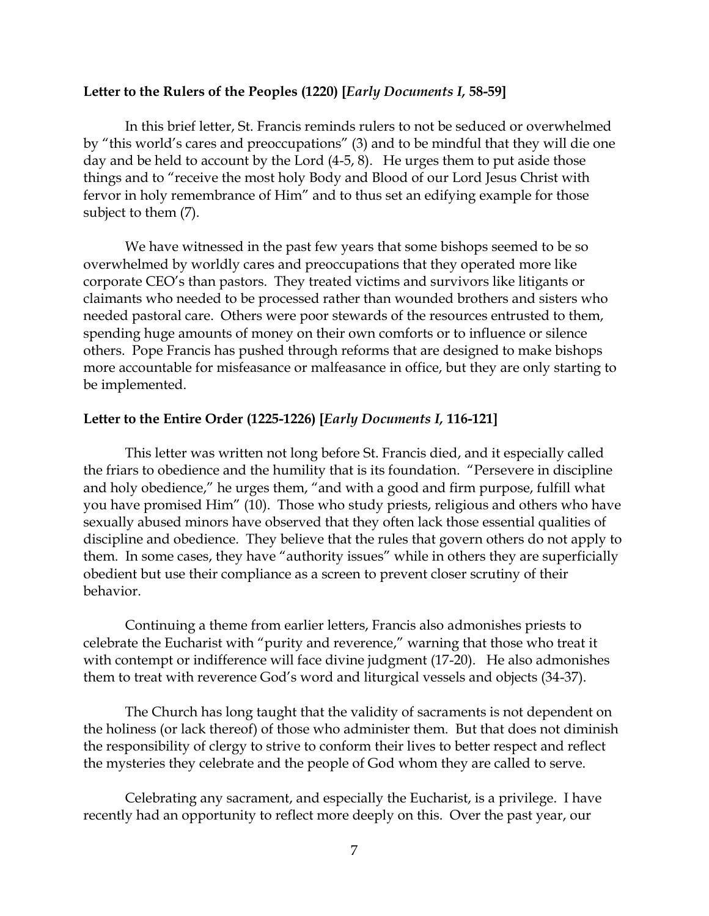**Letter to the Rulers of the Peoples (1220) [*Early Documents I,* 58-59]**

In this brief letter, St. Francis reminds rulers to not be seduced or overwhelmed by "this world's cares and preoccupations" (3) and to be mindful that they will die one day and be held to account by the Lord (4-5, 8). He urges them to put aside those things and to "receive the most holy Body and Blood of our Lord Jesus Christ with fervor in holy remembrance of Him" and to thus set an edifying example for those subject to them (7).

We have witnessed in the past few years that some bishops seemed to be so overwhelmed by worldly cares and preoccupations that they operated more like corporate CEO's than pastors. They treated victims and survivors like litigants or claimants who needed to be processed rather than wounded brothers and sisters who needed pastoral care. Others were poor stewards of the resources entrusted to them, spending huge amounts of money on their own comforts or to influence or silence others. Pope Francis has pushed through reforms that are designed to make bishops more accountable for misfeasance or malfeasance in office, but they are only starting to be implemented.

**Letter to the Entire Order (1225-1226) [*Early Documents I,* 116-121]**

This letter was written not long before St. Francis died, and it especially called the friars to obedience and the humility that is its foundation. "Persevere in discipline and holy obedience," he urges them, "and with a good and firm purpose, fulfill what you have promised Him" (10). Those who study priests, religious and others who have sexually abused minors have observed that they often lack those essential qualities of discipline and obedience. They believe that the rules that govern others do not apply to them. In some cases, they have "authority issues" while in others they are superficially obedient but use their compliance as a screen to prevent closer scrutiny of their behavior.

Continuing a theme from earlier letters, Francis also admonishes priests to celebrate the Eucharist with "purity and reverence," warning that those who treat it with contempt or indifference will face divine judgment (17-20). He also admonishes them to treat with reverence God's word and liturgical vessels and objects (34-37).

The Church has long taught that the validity of sacraments is not dependent on the holiness (or lack thereof) of those who administer them. But that does not diminish the responsibility of clergy to strive to conform their lives to better respect and reflect the mysteries they celebrate and the people of God whom they are called to serve.

Celebrating any sacrament, and especially the Eucharist, is a privilege. I have recently had an opportunity to reflect more deeply on this. Over the past year, our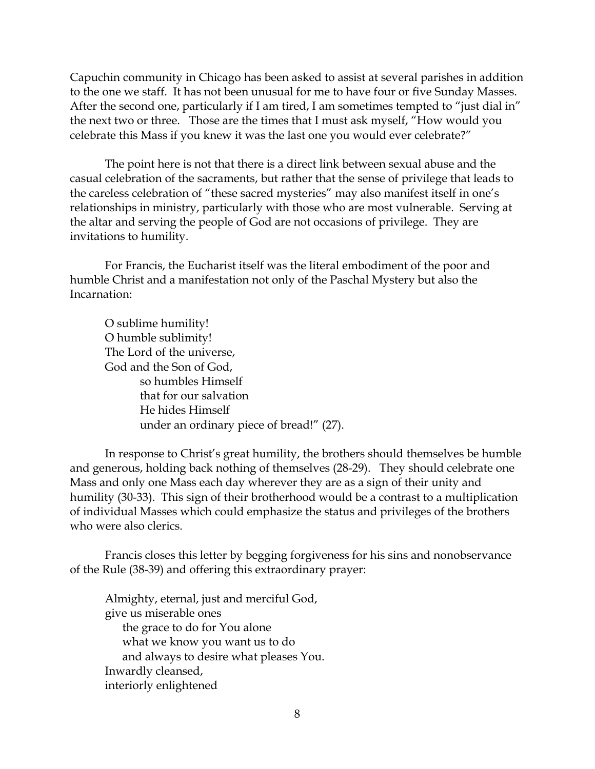Capuchin community in Chicago has been asked to assist at several parishes in addition to the one we staff. It has not been unusual for me to have four or five Sunday Masses. After the second one, particularly if I am tired, I am sometimes tempted to "just dial in" the next two or three. Those are the times that I must ask myself, "How would you celebrate this Mass if you knew it was the last one you would ever celebrate?"

The point here is not that there is a direct link between sexual abuse and the casual celebration of the sacraments, but rather that the sense of privilege that leads to the careless celebration of "these sacred mysteries" may also manifest itself in one's relationships in ministry, particularly with those who are most vulnerable. Serving at the altar and serving the people of God are not occasions of privilege. They are invitations to humility.

For Francis, the Eucharist itself was the literal embodiment of the poor and humble Christ and a manifestation not only of the Paschal Mystery but also the Incarnation:

> O sublime humility!
> O humble sublimity!
> The Lord of the universe,
> God and the Son of God,
>     so humbles Himself
>     that for our salvation
>     He hides Himself
>     under an ordinary piece of bread!" (27).

In response to Christ's great humility, the brothers should themselves be humble and generous, holding back nothing of themselves (28-29). They should celebrate one Mass and only one Mass each day wherever they are as a sign of their unity and humility (30-33). This sign of their brotherhood would be a contrast to a multiplication of individual Masses which could emphasize the status and privileges of the brothers who were also clerics.

Francis closes this letter by begging forgiveness for his sins and nonobservance of the Rule (38-39) and offering this extraordinary prayer:

> Almighty, eternal, just and merciful God,
> give us miserable ones
>     the grace to do for You alone
>     what we know you want us to do
>     and always to desire what pleases You.
> Inwardly cleansed,
> interiorly enlightened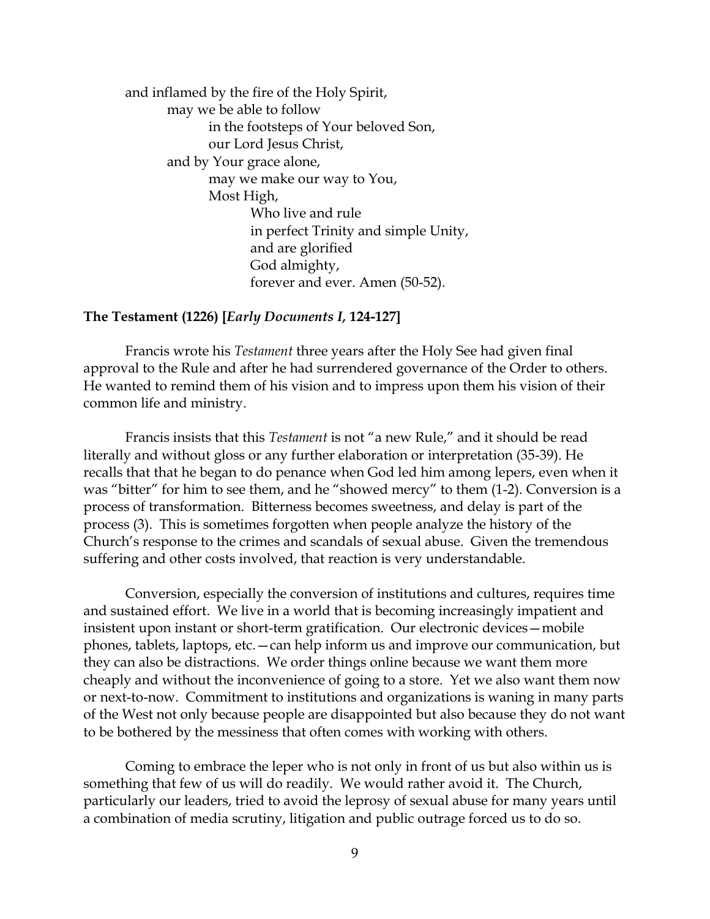and inflamed by the fire of the Holy Spirit,
may we be able to follow
in the footsteps of Your beloved Son,
our Lord Jesus Christ,
and by Your grace alone,
may we make our way to You,
Most High,
Who live and rule
in perfect Trinity and simple Unity,
and are glorified
God almighty,
forever and ever. Amen (50-52).

**The Testament (1226) [*Early Documents I*, 124-127]**

Francis wrote his *Testament* three years after the Holy See had given final approval to the Rule and after he had surrendered governance of the Order to others. He wanted to remind them of his vision and to impress upon them his vision of their common life and ministry.

Francis insists that this *Testament* is not "a new Rule," and it should be read literally and without gloss or any further elaboration or interpretation (35-39). He recalls that that he began to do penance when God led him among lepers, even when it was "bitter" for him to see them, and he "showed mercy" to them (1-2). Conversion is a process of transformation. Bitterness becomes sweetness, and delay is part of the process (3). This is sometimes forgotten when people analyze the history of the Church's response to the crimes and scandals of sexual abuse. Given the tremendous suffering and other costs involved, that reaction is very understandable.

Conversion, especially the conversion of institutions and cultures, requires time and sustained effort. We live in a world that is becoming increasingly impatient and insistent upon instant or short-term gratification. Our electronic devices—mobile phones, tablets, laptops, etc.—can help inform us and improve our communication, but they can also be distractions. We order things online because we want them more cheaply and without the inconvenience of going to a store. Yet we also want them now or next-to-now. Commitment to institutions and organizations is waning in many parts of the West not only because people are disappointed but also because they do not want to be bothered by the messiness that often comes with working with others.

Coming to embrace the leper who is not only in front of us but also within us is something that few of us will do readily. We would rather avoid it. The Church, particularly our leaders, tried to avoid the leprosy of sexual abuse for many years until a combination of media scrutiny, litigation and public outrage forced us to do so.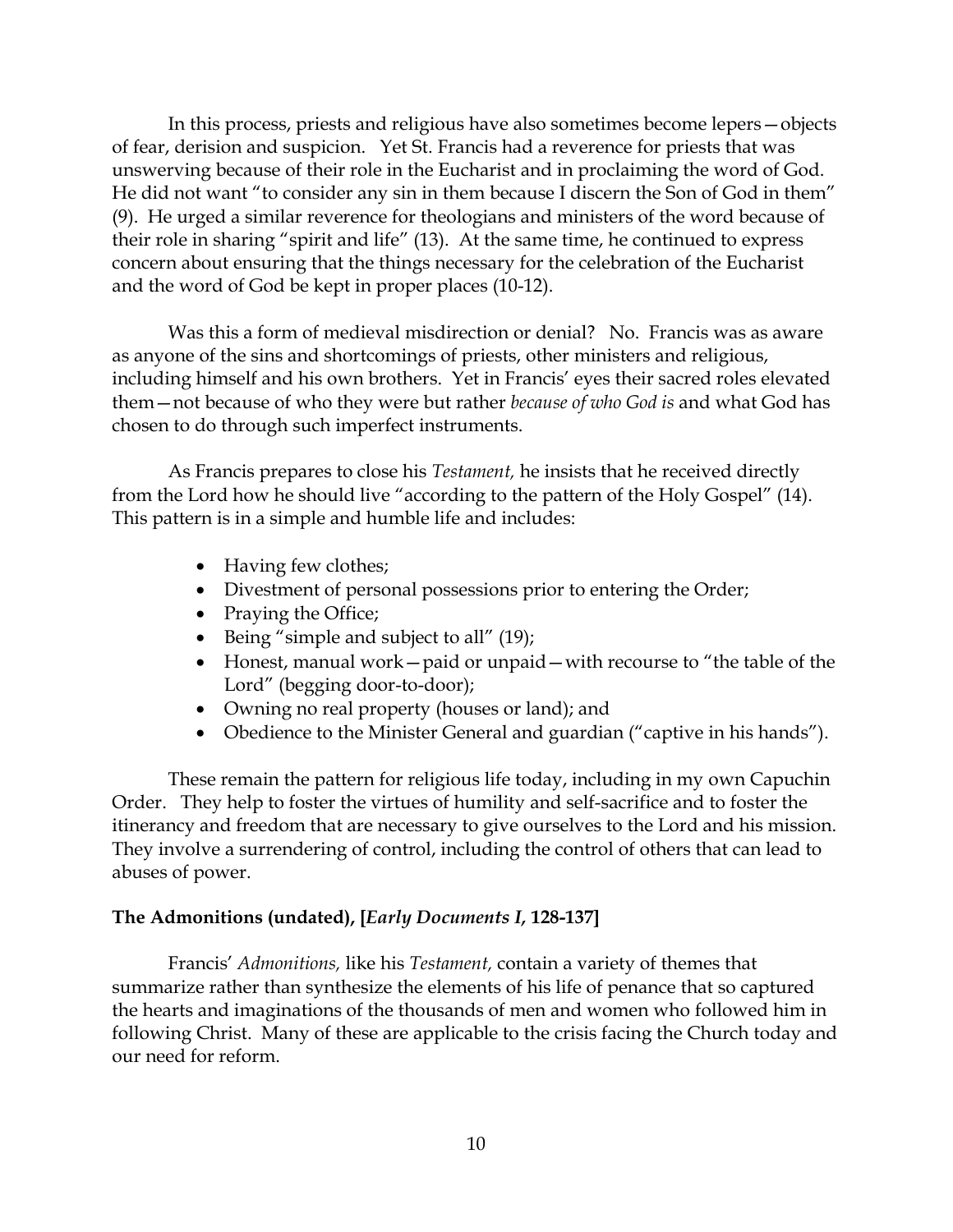In this process, priests and religious have also sometimes become lepers—objects of fear, derision and suspicion. Yet St. Francis had a reverence for priests that was unswerving because of their role in the Eucharist and in proclaiming the word of God. He did not want "to consider any sin in them because I discern the Son of God in them" (9). He urged a similar reverence for theologians and ministers of the word because of their role in sharing "spirit and life" (13). At the same time, he continued to express concern about ensuring that the things necessary for the celebration of the Eucharist and the word of God be kept in proper places (10-12).

Was this a form of medieval misdirection or denial? No. Francis was as aware as anyone of the sins and shortcomings of priests, other ministers and religious, including himself and his own brothers. Yet in Francis' eyes their sacred roles elevated them—not because of who they were but rather *because of who God is* and what God has chosen to do through such imperfect instruments.

As Francis prepares to close his *Testament,* he insists that he received directly from the Lord how he should live "according to the pattern of the Holy Gospel" (14). This pattern is in a simple and humble life and includes:

- Having few clothes;
- Divestment of personal possessions prior to entering the Order;
- Praying the Office;
- Being "simple and subject to all" (19);
- Honest, manual work—paid or unpaid—with recourse to "the table of the Lord" (begging door-to-door);
- Owning no real property (houses or land); and
- Obedience to the Minister General and guardian ("captive in his hands").

These remain the pattern for religious life today, including in my own Capuchin Order. They help to foster the virtues of humility and self-sacrifice and to foster the itinerancy and freedom that are necessary to give ourselves to the Lord and his mission. They involve a surrendering of control, including the control of others that can lead to abuses of power.

**The Admonitions (undated), [*Early Documents I*, 128-137]**

Francis' *Admonitions,* like his *Testament,* contain a variety of themes that summarize rather than synthesize the elements of his life of penance that so captured the hearts and imaginations of the thousands of men and women who followed him in following Christ. Many of these are applicable to the crisis facing the Church today and our need for reform.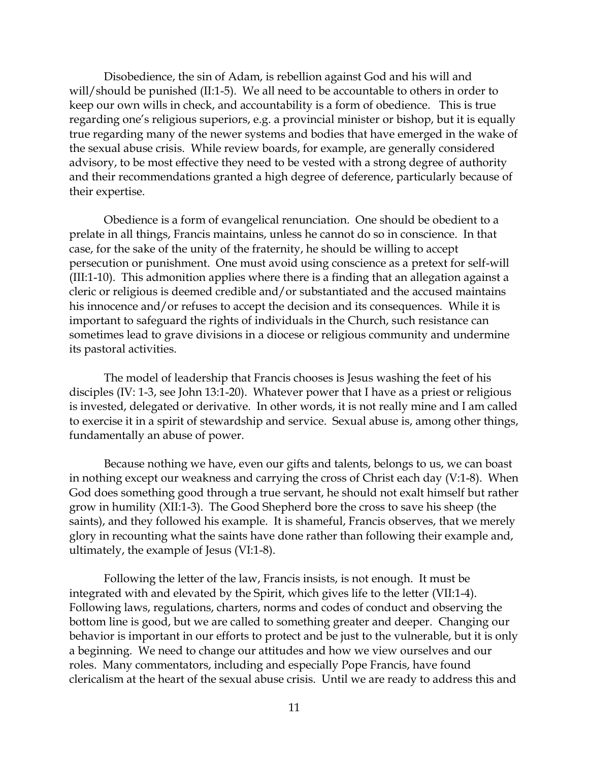Disobedience, the sin of Adam, is rebellion against God and his will and will/should be punished (II:1-5). We all need to be accountable to others in order to keep our own wills in check, and accountability is a form of obedience. This is true regarding one's religious superiors, e.g. a provincial minister or bishop, but it is equally true regarding many of the newer systems and bodies that have emerged in the wake of the sexual abuse crisis. While review boards, for example, are generally considered advisory, to be most effective they need to be vested with a strong degree of authority and their recommendations granted a high degree of deference, particularly because of their expertise.

Obedience is a form of evangelical renunciation. One should be obedient to a prelate in all things, Francis maintains, unless he cannot do so in conscience. In that case, for the sake of the unity of the fraternity, he should be willing to accept persecution or punishment. One must avoid using conscience as a pretext for self-will (III:1-10). This admonition applies where there is a finding that an allegation against a cleric or religious is deemed credible and/or substantiated and the accused maintains his innocence and/or refuses to accept the decision and its consequences. While it is important to safeguard the rights of individuals in the Church, such resistance can sometimes lead to grave divisions in a diocese or religious community and undermine its pastoral activities.

The model of leadership that Francis chooses is Jesus washing the feet of his disciples (IV: 1-3, see John 13:1-20). Whatever power that I have as a priest or religious is invested, delegated or derivative. In other words, it is not really mine and I am called to exercise it in a spirit of stewardship and service. Sexual abuse is, among other things, fundamentally an abuse of power.

Because nothing we have, even our gifts and talents, belongs to us, we can boast in nothing except our weakness and carrying the cross of Christ each day (V:1-8). When God does something good through a true servant, he should not exalt himself but rather grow in humility (XII:1-3). The Good Shepherd bore the cross to save his sheep (the saints), and they followed his example. It is shameful, Francis observes, that we merely glory in recounting what the saints have done rather than following their example and, ultimately, the example of Jesus (VI:1-8).

Following the letter of the law, Francis insists, is not enough. It must be integrated with and elevated by the Spirit, which gives life to the letter (VII:1-4). Following laws, regulations, charters, norms and codes of conduct and observing the bottom line is good, but we are called to something greater and deeper. Changing our behavior is important in our efforts to protect and be just to the vulnerable, but it is only a beginning. We need to change our attitudes and how we view ourselves and our roles. Many commentators, including and especially Pope Francis, have found clericalism at the heart of the sexual abuse crisis. Until we are ready to address this and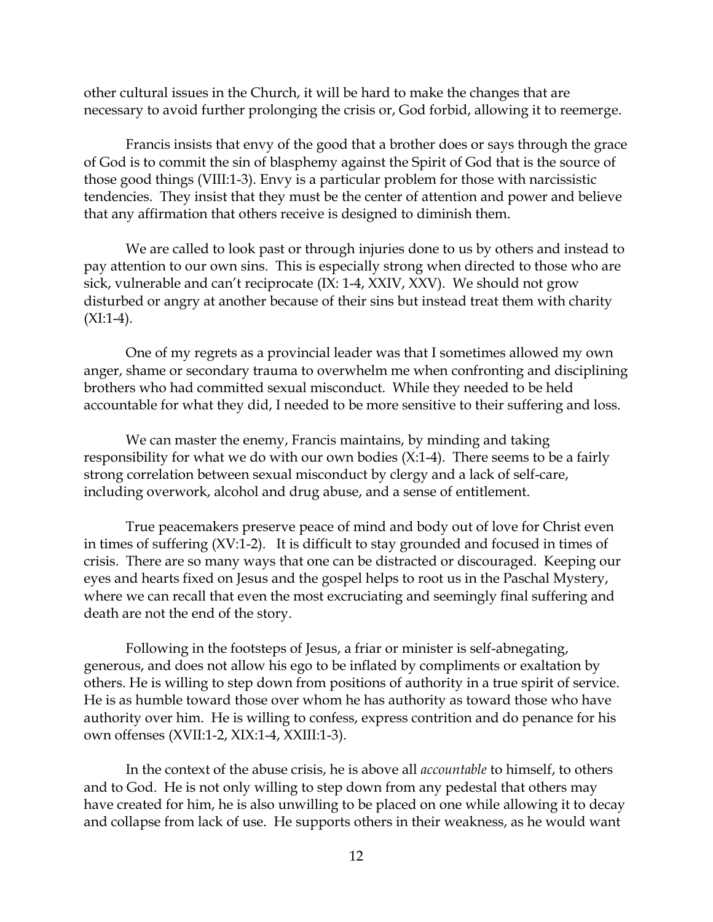other cultural issues in the Church, it will be hard to make the changes that are necessary to avoid further prolonging the crisis or, God forbid, allowing it to reemerge.

Francis insists that envy of the good that a brother does or says through the grace of God is to commit the sin of blasphemy against the Spirit of God that is the source of those good things (VIII:1-3). Envy is a particular problem for those with narcissistic tendencies. They insist that they must be the center of attention and power and believe that any affirmation that others receive is designed to diminish them.

We are called to look past or through injuries done to us by others and instead to pay attention to our own sins. This is especially strong when directed to those who are sick, vulnerable and can't reciprocate (IX: 1-4, XXIV, XXV). We should not grow disturbed or angry at another because of their sins but instead treat them with charity (XI:1-4).

One of my regrets as a provincial leader was that I sometimes allowed my own anger, shame or secondary trauma to overwhelm me when confronting and disciplining brothers who had committed sexual misconduct. While they needed to be held accountable for what they did, I needed to be more sensitive to their suffering and loss.

We can master the enemy, Francis maintains, by minding and taking responsibility for what we do with our own bodies (X:1-4). There seems to be a fairly strong correlation between sexual misconduct by clergy and a lack of self-care, including overwork, alcohol and drug abuse, and a sense of entitlement.

True peacemakers preserve peace of mind and body out of love for Christ even in times of suffering (XV:1-2). It is difficult to stay grounded and focused in times of crisis. There are so many ways that one can be distracted or discouraged. Keeping our eyes and hearts fixed on Jesus and the gospel helps to root us in the Paschal Mystery, where we can recall that even the most excruciating and seemingly final suffering and death are not the end of the story.

Following in the footsteps of Jesus, a friar or minister is self-abnegating, generous, and does not allow his ego to be inflated by compliments or exaltation by others. He is willing to step down from positions of authority in a true spirit of service. He is as humble toward those over whom he has authority as toward those who have authority over him. He is willing to confess, express contrition and do penance for his own offenses (XVII:1-2, XIX:1-4, XXIII:1-3).

In the context of the abuse crisis, he is above all *accountable* to himself, to others and to God. He is not only willing to step down from any pedestal that others may have created for him, he is also unwilling to be placed on one while allowing it to decay and collapse from lack of use. He supports others in their weakness, as he would want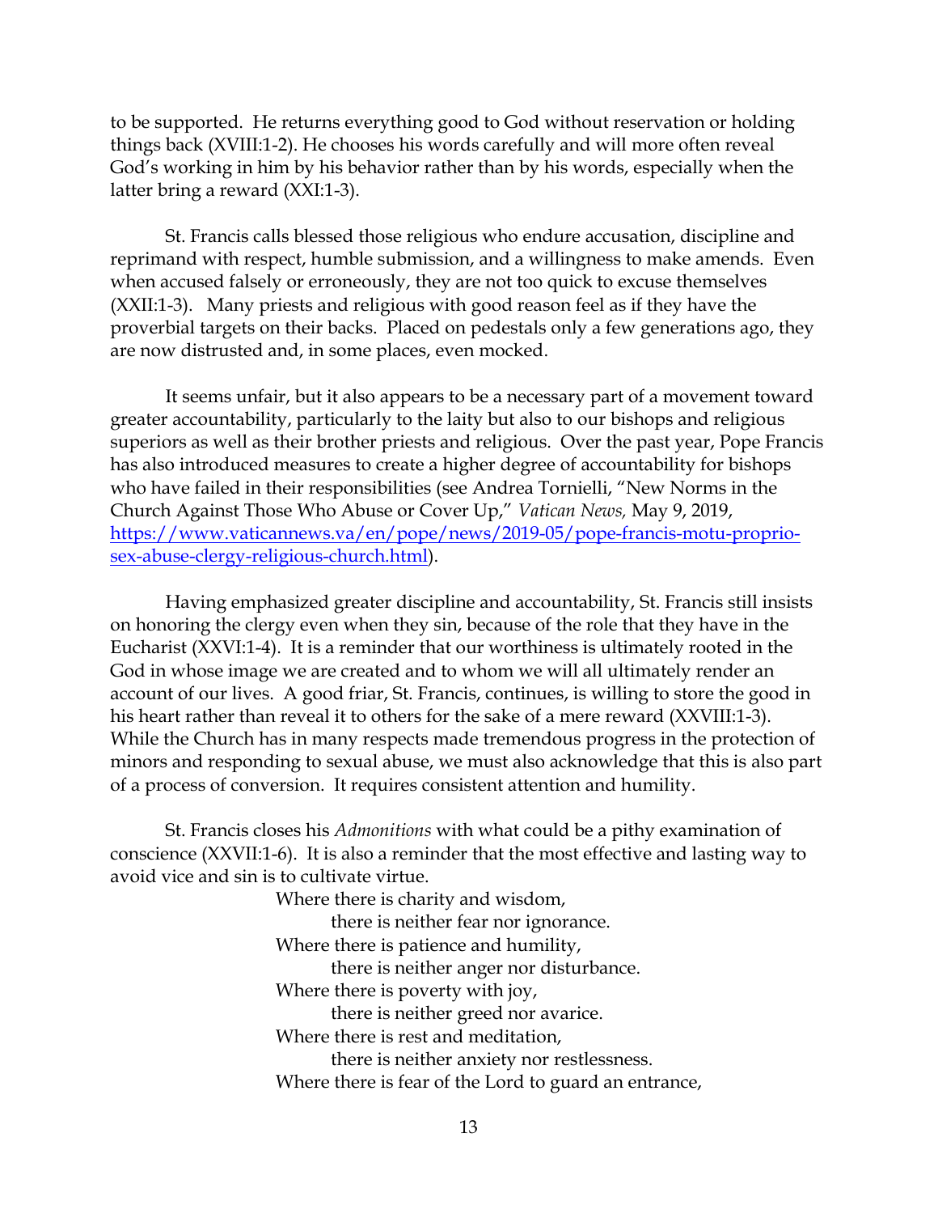to be supported. He returns everything good to God without reservation or holding things back (XVIII:1-2). He chooses his words carefully and will more often reveal God's working in him by his behavior rather than by his words, especially when the latter bring a reward (XXI:1-3).

St. Francis calls blessed those religious who endure accusation, discipline and reprimand with respect, humble submission, and a willingness to make amends. Even when accused falsely or erroneously, they are not too quick to excuse themselves (XXII:1-3). Many priests and religious with good reason feel as if they have the proverbial targets on their backs. Placed on pedestals only a few generations ago, they are now distrusted and, in some places, even mocked.

It seems unfair, but it also appears to be a necessary part of a movement toward greater accountability, particularly to the laity but also to our bishops and religious superiors as well as their brother priests and religious. Over the past year, Pope Francis has also introduced measures to create a higher degree of accountability for bishops who have failed in their responsibilities (see Andrea Tornielli, "New Norms in the Church Against Those Who Abuse or Cover Up," *Vatican News,* May 9, 2019, [https://www.vaticannews.va/en/pope/news/2019-05/pope-francis-motu-proprio-sex-abuse-clergy-religious-church.html](https://www.vaticannews.va/en/pope/news/2019-05/pope-francis-motu-proprio-sex-abuse-clergy-religious-church.html)).

Having emphasized greater discipline and accountability, St. Francis still insists on honoring the clergy even when they sin, because of the role that they have in the Eucharist (XXVI:1-4). It is a reminder that our worthiness is ultimately rooted in the God in whose image we are created and to whom we will all ultimately render an account of our lives. A good friar, St. Francis, continues, is willing to store the good in his heart rather than reveal it to others for the sake of a mere reward (XXVIII:1-3). While the Church has in many respects made tremendous progress in the protection of minors and responding to sexual abuse, we must also acknowledge that this is also part of a process of conversion. It requires consistent attention and humility.

St. Francis closes his *Admonitions* with what could be a pithy examination of conscience (XXVII:1-6). It is also a reminder that the most effective and lasting way to avoid vice and sin is to cultivate virtue.

> Where there is charity and wisdom,
> &nbsp;&nbsp;&nbsp;&nbsp;there is neither fear nor ignorance.
> Where there is patience and humility,
> &nbsp;&nbsp;&nbsp;&nbsp;there is neither anger nor disturbance.
> Where there is poverty with joy,
> &nbsp;&nbsp;&nbsp;&nbsp;there is neither greed nor avarice.
> Where there is rest and meditation,
> &nbsp;&nbsp;&nbsp;&nbsp;there is neither anxiety nor restlessness.
> Where there is fear of the Lord to guard an entrance,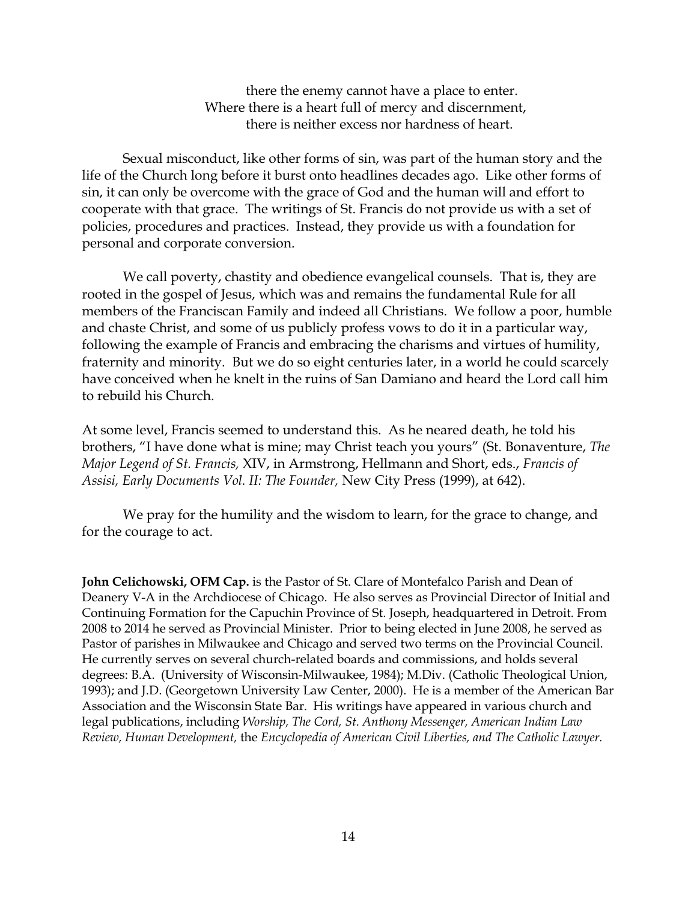there the enemy cannot have a place to enter.
Where there is a heart full of mercy and discernment,
there is neither excess nor hardness of heart.

Sexual misconduct, like other forms of sin, was part of the human story and the life of the Church long before it burst onto headlines decades ago. Like other forms of sin, it can only be overcome with the grace of God and the human will and effort to cooperate with that grace. The writings of St. Francis do not provide us with a set of policies, procedures and practices. Instead, they provide us with a foundation for personal and corporate conversion.

We call poverty, chastity and obedience evangelical counsels. That is, they are rooted in the gospel of Jesus, which was and remains the fundamental Rule for all members of the Franciscan Family and indeed all Christians. We follow a poor, humble and chaste Christ, and some of us publicly profess vows to do it in a particular way, following the example of Francis and embracing the charisms and virtues of humility, fraternity and minority. But we do so eight centuries later, in a world he could scarcely have conceived when he knelt in the ruins of San Damiano and heard the Lord call him to rebuild his Church.

At some level, Francis seemed to understand this. As he neared death, he told his brothers, "I have done what is mine; may Christ teach you yours" (St. Bonaventure, *The Major Legend of St. Francis,* XIV, in Armstrong, Hellmann and Short, eds., *Francis of Assisi, Early Documents Vol. II: The Founder,* New City Press (1999), at 642).

We pray for the humility and the wisdom to learn, for the grace to change, and for the courage to act.

**John Celichowski, OFM Cap.** is the Pastor of St. Clare of Montefalco Parish and Dean of Deanery V-A in the Archdiocese of Chicago. He also serves as Provincial Director of Initial and Continuing Formation for the Capuchin Province of St. Joseph, headquartered in Detroit. From 2008 to 2014 he served as Provincial Minister. Prior to being elected in June 2008, he served as Pastor of parishes in Milwaukee and Chicago and served two terms on the Provincial Council. He currently serves on several church-related boards and commissions, and holds several degrees: B.A. (University of Wisconsin-Milwaukee, 1984); M.Div. (Catholic Theological Union, 1993); and J.D. (Georgetown University Law Center, 2000). He is a member of the American Bar Association and the Wisconsin State Bar. His writings have appeared in various church and legal publications, including *Worship, The Cord, St. Anthony Messenger, American Indian Law Review, Human Development,* the *Encyclopedia of American Civil Liberties, and The Catholic Lawyer.*